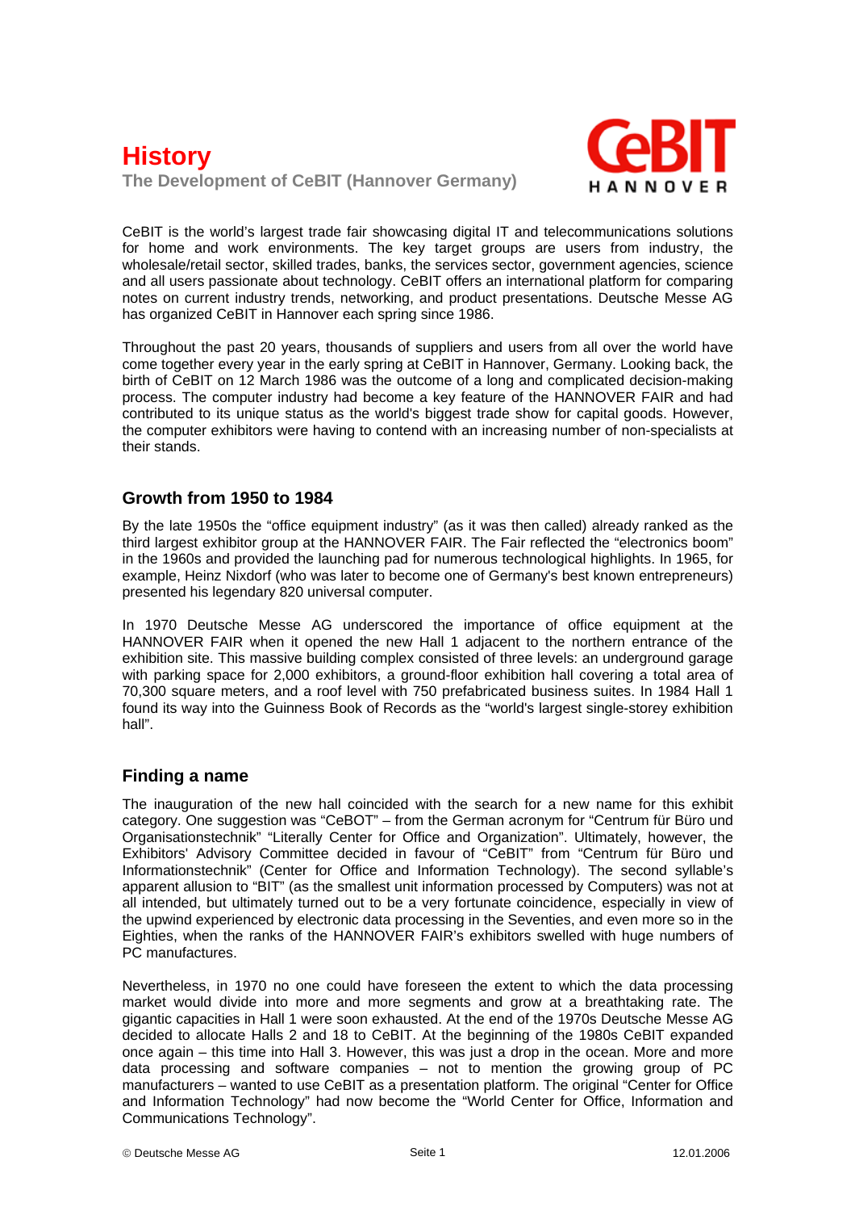# History

**The Development of CeBIT (Hannover Germany)**

CeBIT is the world's largest trade fair showcasing digital IT and telecommunications solutions for home and work environments. The key target groups are users from industry, the wholesale/retail sector, skilled trades, banks, the services sector, government agencies, science and all users passionate about technology. CeBIT offers an international platform for comparing notes on current industry trends, networking, and product presentations. Deutsche Messe AG has organized CeBIT in Hannover each spring since 1986.

Throughout the past 20 years, thousands of suppliers and users from all over the world have come together every year in the early spring at CeBIT in Hannover, Germany. Looking back, the birth of CeBIT on 12 March 1986 was the outcome of a long and complicated decision-making process. The computer industry had become a key feature of the HANNOVER FAIR and had contributed to its unique status as the world's biggest trade show for capital goods. However, the computer exhibitors were having to contend with an increasing number of non-specialists at their stands.

## Growth from 1950 to 1984

By the late 1950s the "office equipment industry" (as it was then called) already ranked as the third largest exhibitor group at the HANNOVER FAIR. The Fair reflected the "electronics boom" in the 1960s and provided the launching pad for numerous technological highlights. In 1965, for example, Heinz Nixdorf (who was later to become one of Germany's best known entrepreneurs) presented his legendary 820 universal computer.

In 1970 Deutsche Messe AG underscored the importance of office equipment at the HANNOVER FAIR when it opened the new Hall 1 adjacent to the northern entrance of the exhibition site. This massive building complex consisted of three levels: an underground garage with parking space for 2,000 exhibitors, a ground-floor exhibition hall covering a total area of 70,300 square meters, and a roof level with 750 prefabricated business suites. In 1984 Hall 1 found its way into the Guinness Book of Records as the "world's largest single-storey exhibition hall".

## Finding a name

The inauguration of the new hall coincided with the search for a new name for this exhibit category. One suggestion was "CeBOT" – from the German acronym for "Centrum für Büro und Organisationstechnik" "Literally Center for Office and Organization". Ultimately, however, the Exhibitors' Advisory Committee decided in favour of "CeBIT" from "Centrum für Büro und Informationstechnik" (Center for Office and Information Technology). The second syllable's apparent allusion to "BIT" (as the smallest unit information processed by Computers) was not at all intended, but ultimately turned out to be a very fortunate coincidence, especially in view of the upwind experienced by electronic data processing in the Seventies, and even more so in the Eighties, when the ranks of the HANNOVER FAIR's exhibitors swelled with huge numbers of PC manufactures.

Nevertheless, in 1970 no one could have foreseen the extent to which the data processing market would divide into more and more segments and grow at a breathtaking rate. The gigantic capacities in Hall 1 were soon exhausted. At the end of the 1970s Deutsche Messe AG decided to allocate Halls 2 and 18 to CeBIT. At the beginning of the 1980s CeBIT expanded once again – this time into Hall 3. However, this was just a drop in the ocean. More and more data processing and software companies – not to mention the growing group of PC manufacturers – wanted to use CeBIT as a presentation platform. The original "Center for Office and Information Technology" had now become the "World Center for Office, Information and Communications Technology".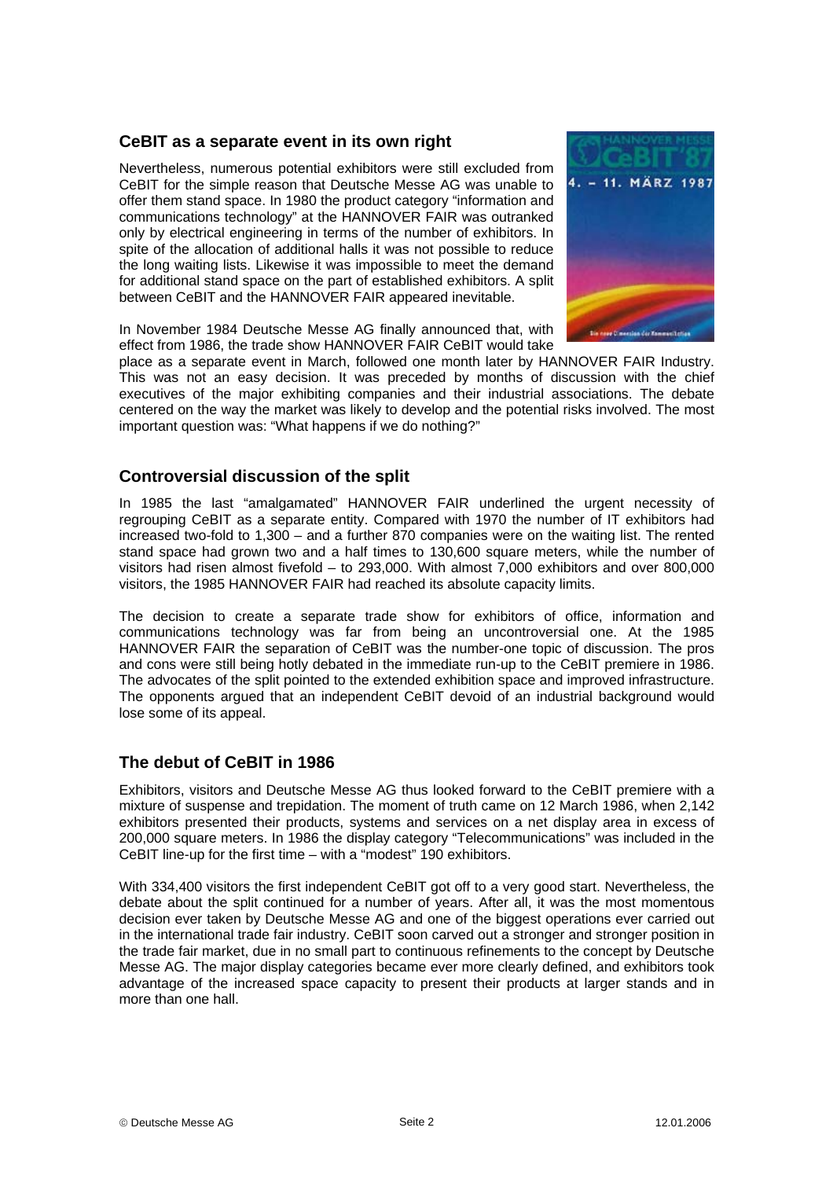## CeBIT as a separate event in its own right

Nevertheless, numerous potential exhibitors were still excluded from CeBIT for the simple reason that Deutsche Messe AG was unable to offer them stand space. In 1980 the product category "information and communications technology" at the HANNOVER FAIR was outranked only by electrical engineering in terms of the number of exhibitors. In spite of the allocation of additional halls it was not possible to reduce the long waiting lists. Likewise it was impossible to meet the demand for additional stand space on the part of established exhibitors. A split between CeBIT and the HANNOVER FAIR appeared inevitable.

In November 1984 Deutsche Messe AG finally announced that, with effect from 1986, the trade show HANNOVER FAIR CeBIT would take place as a separate event in March, followed one month later by HANNOVER FAIR Industry. This was not an easy decision. It was preceded by months of discussion with the chief executives of the major exhibiting companies and their industrial associations. The debate centered on the way the market was likely to develop and the potential risks involved. The most important question was: "What happens if we do nothing?"

## Controversial discussion of the split

In 1985 the last "amalgamated" HANNOVER FAIR underlined the urgent necessity of regrouping CeBIT as a separate entity. Compared with 1970 the number of IT exhibitors had increased two-fold to 1,300 – and a further 870 companies were on the waiting list. The rented stand space had grown two and a half times to 130,600 square meters, while the number of visitors had risen almost fivefold – to 293,000. With almost 7,000 exhibitors and over 800,000 visitors, the 1985 HANNOVER FAIR had reached its absolute capacity limits.

The decision to create a separate trade show for exhibitors of office, information and communications technology was far from being an uncontroversial one. At the 1985 HANNOVER FAIR the separation of CeBIT was the number-one topic of discussion. The pros and cons were still being hotly debated in the immediate run-up to the CeBIT premiere in 1986. The advocates of the split pointed to the extended exhibition space and improved infrastructure. The opponents argued that an independent CeBIT devoid of an industrial background would lose some of its appeal.

## The debut of CeBIT in 1986

Exhibitors, visitors and Deutsche Messe AG thus looked forward to the CeBIT premiere with a mixture of suspense and trepidation. The moment of truth came on 12 March 1986, when 2,142 exhibitors presented their products, systems and services on a net display area in excess of 200,000 square meters. In 1986 the display category "Telecommunications" was included in the CeBIT line-up for the first time – with a "modest" 190 exhibitors.

With 334,400 visitors the first independent CeBIT got off to a very good start. Nevertheless, the debate about the split continued for a number of years. After all, it was the most momentous decision ever taken by Deutsche Messe AG and one of the biggest operations ever carried out in the international trade fair industry. CeBIT soon carved out a stronger and stronger position in the trade fair market, due in no small part to continuous refinements to the concept by Deutsche Messe AG. The major display categories became ever more clearly defined, and exhibitors took advantage of the increased space capacity to present their products at larger stands and in more than one hall.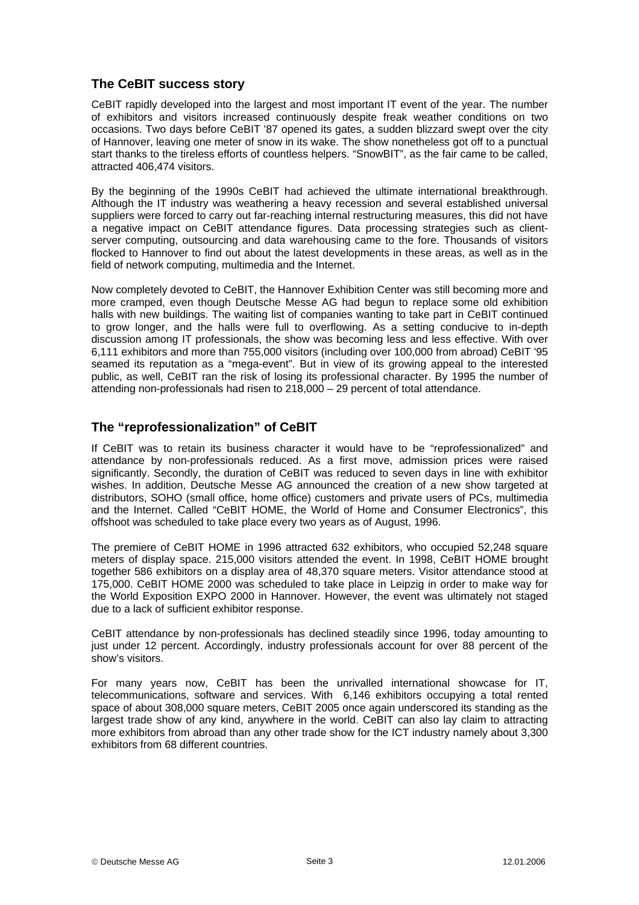## The CeBIT success story

CeBIT rapidly developed into the largest and most important IT event of the year. The number of exhibitors and visitors increased continuously despite freak weather conditions on two occasions. Two days before CeBIT '87 opened its gates, a sudden blizzard swept over the city of Hannover, leaving one meter of snow in its wake. The show nonetheless got off to a punctual start thanks to the tireless efforts of countless helpers. "SnowBIT", as the fair came to be called, attracted 406,474 visitors.

By the beginning of the 1990s CeBIT had achieved the ultimate international breakthrough. Although the IT industry was weathering a heavy recession and several established universal suppliers were forced to carry out far-reaching internal restructuring measures, this did not have a negative impact on CeBIT attendance figures. Data processing strategies such as client-server computing, outsourcing and data warehousing came to the fore. Thousands of visitors flocked to Hannover to find out about the latest developments in these areas, as well as in the field of network computing, multimedia and the Internet.

Now completely devoted to CeBIT, the Hannover Exhibition Center was still becoming more and more cramped, even though Deutsche Messe AG had begun to replace some old exhibition halls with new buildings. The waiting list of companies wanting to take part in CeBIT continued to grow longer, and the halls were full to overflowing. As a setting conducive to in-depth discussion among IT professionals, the show was becoming less and less effective. With over 6,111 exhibitors and more than 755,000 visitors (including over 100,000 from abroad) CeBIT '95 seamed its reputation as a "mega-event". But in view of its growing appeal to the interested public, as well, CeBIT ran the risk of losing its professional character. By 1995 the number of attending non-professionals had risen to 218,000 – 29 percent of total attendance.

## The "reprofessionalization" of CeBIT

If CeBIT was to retain its business character it would have to be "reprofessionalized" and attendance by non-professionals reduced. As a first move, admission prices were raised significantly. Secondly, the duration of CeBIT was reduced to seven days in line with exhibitor wishes. In addition, Deutsche Messe AG announced the creation of a new show targeted at distributors, SOHO (small office, home office) customers and private users of PCs, multimedia and the Internet. Called "CeBIT HOME, the World of Home and Consumer Electronics", this offshoot was scheduled to take place every two years as of August, 1996.

The premiere of CeBIT HOME in 1996 attracted 632 exhibitors, who occupied 52,248 square meters of display space. 215,000 visitors attended the event. In 1998, CeBIT HOME brought together 586 exhibitors on a display area of 48,370 square meters. Visitor attendance stood at 175,000. CeBIT HOME 2000 was scheduled to take place in Leipzig in order to make way for the World Exposition EXPO 2000 in Hannover. However, the event was ultimately not staged due to a lack of sufficient exhibitor response.

CeBIT attendance by non-professionals has declined steadily since 1996, today amounting to just under 12 percent. Accordingly, industry professionals account for over 88 percent of the show's visitors.

For many years now, CeBIT has been the unrivalled international showcase for IT, telecommunications, software and services. With 6,146 exhibitors occupying a total rented space of about 308,000 square meters, CeBIT 2005 once again underscored its standing as the largest trade show of any kind, anywhere in the world. CeBIT can also lay claim to attracting more exhibitors from abroad than any other trade show for the ICT industry namely about 3,300 exhibitors from 68 different countries.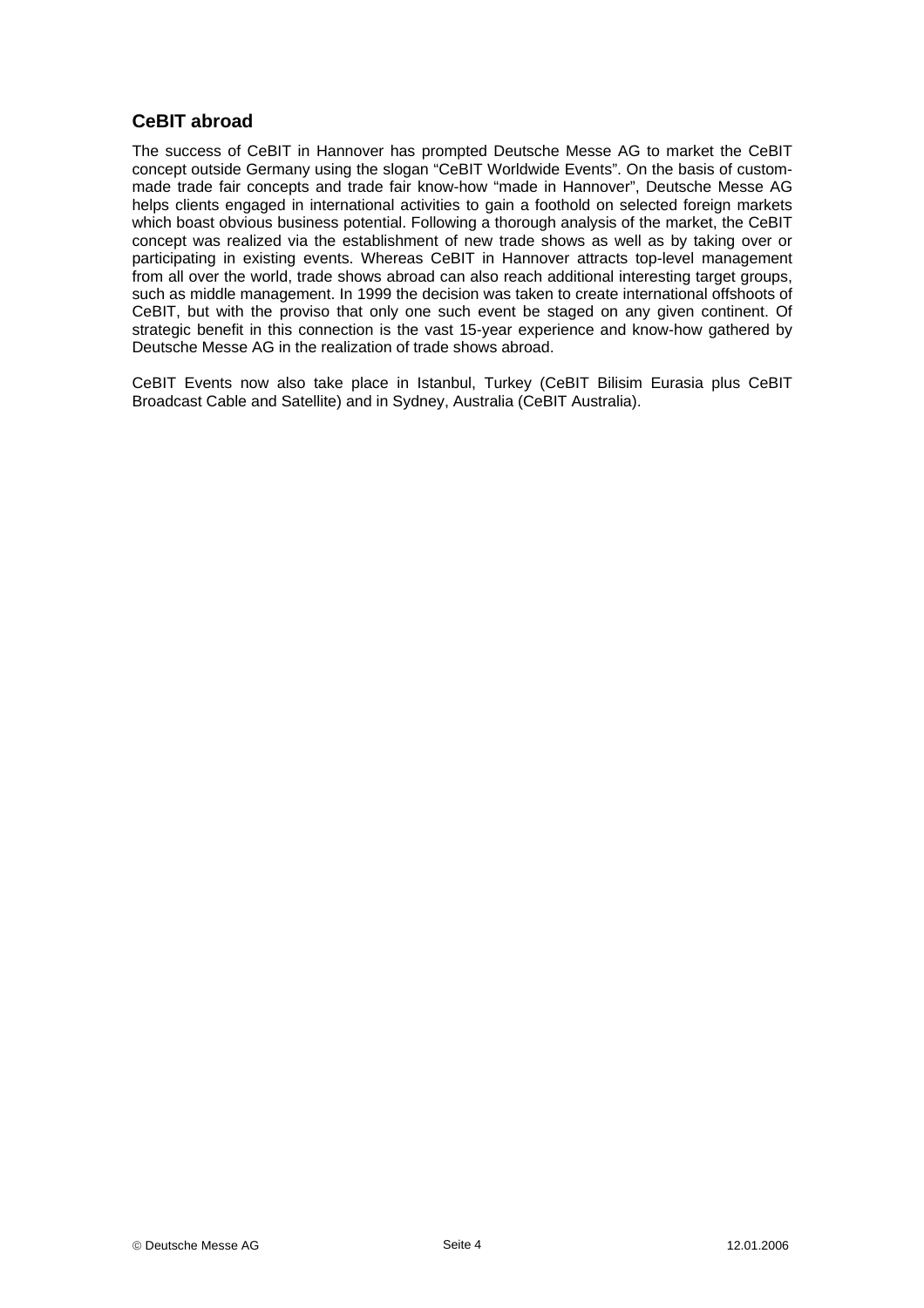## CeBIT abroad

The success of CeBIT in Hannover has prompted Deutsche Messe AG to market the CeBIT concept outside Germany using the slogan "CeBIT Worldwide Events". On the basis of custom-made trade fair concepts and trade fair know-how "made in Hannover", Deutsche Messe AG helps clients engaged in international activities to gain a foothold on selected foreign markets which boast obvious business potential. Following a thorough analysis of the market, the CeBIT concept was realized via the establishment of new trade shows as well as by taking over or participating in existing events. Whereas CeBIT in Hannover attracts top-level management from all over the world, trade shows abroad can also reach additional interesting target groups, such as middle management. In 1999 the decision was taken to create international offshoots of CeBIT, but with the proviso that only one such event be staged on any given continent. Of strategic benefit in this connection is the vast 15-year experience and know-how gathered by Deutsche Messe AG in the realization of trade shows abroad.

CeBIT Events now also take place in Istanbul, Turkey (CeBIT Bilisim Eurasia plus CeBIT Broadcast Cable and Satellite) and in Sydney, Australia (CeBIT Australia).